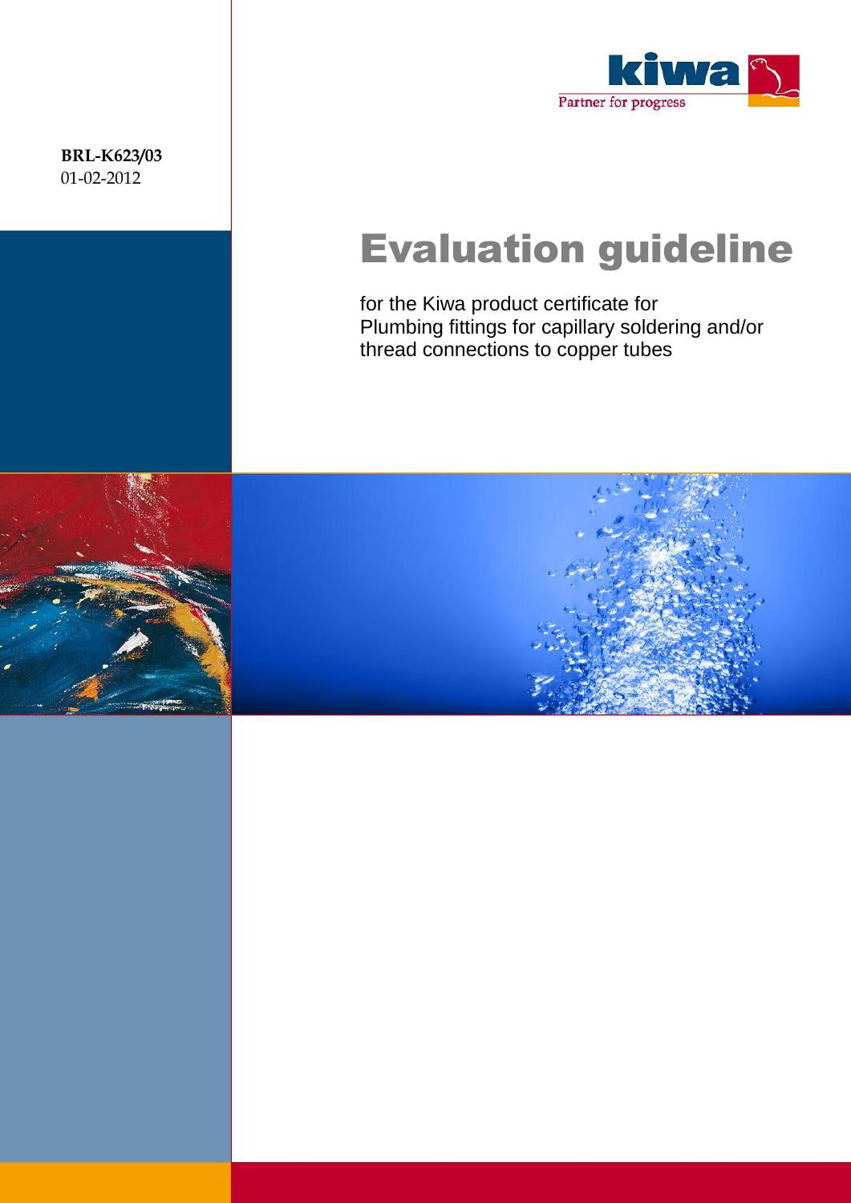kiwa

Partner for progress

**BRL-K623/03**
01-02-2012

# Evaluation guideline

for the Kiwa product certificate for
Plumbing fittings for capillary soldering and/or thread connections to copper tubes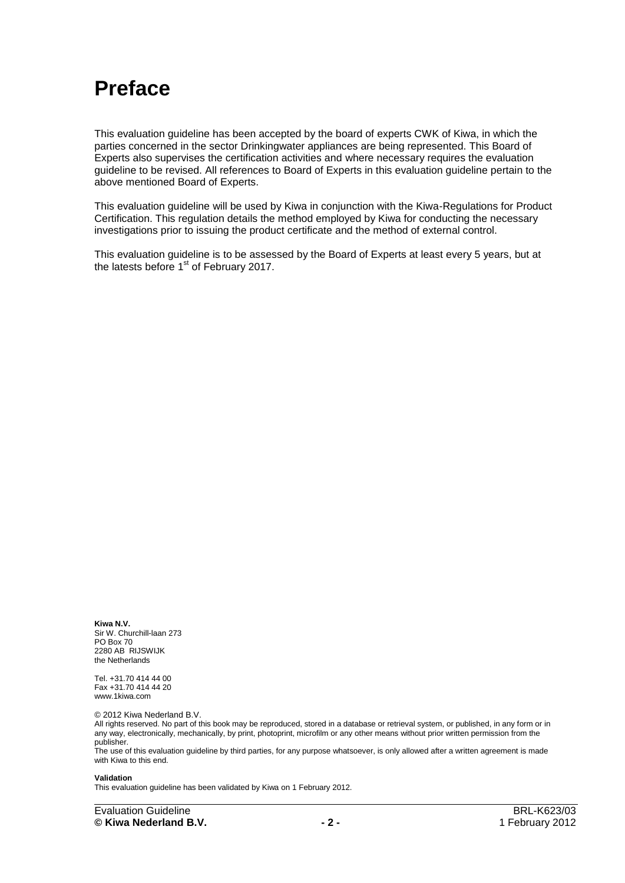# Preface

This evaluation guideline has been accepted by the board of experts CWK of Kiwa, in which the parties concerned in the sector Drinkingwater appliances are being represented. This Board of Experts also supervises the certification activities and where necessary requires the evaluation guideline to be revised. All references to Board of Experts in this evaluation guideline pertain to the above mentioned Board of Experts.

This evaluation guideline will be used by Kiwa in conjunction with the Kiwa-Regulations for Product Certification. This regulation details the method employed by Kiwa for conducting the necessary investigations prior to issuing the product certificate and the method of external control.

This evaluation guideline is to be assessed by the Board of Experts at least every 5 years, but at the latests before 1st of February 2017.

**Kiwa N.V.**
Sir W. Churchill-laan 273
PO Box 70
2280 AB RIJSWIJK
the Netherlands

Tel. +31.70 414 44 00
Fax +31.70 414 44 20
www.1kiwa.com

© 2012 Kiwa Nederland B.V.
All rights reserved. No part of this book may be reproduced, stored in a database or retrieval system, or published, in any form or in any way, electronically, mechanically, by print, photoprint, microfilm or any other means without prior written permission from the publisher.
The use of this evaluation guideline by third parties, for any purpose whatsoever, is only allowed after a written agreement is made with Kiwa to this end.

**Validation**
This evaluation guideline has been validated by Kiwa on 1 February 2012.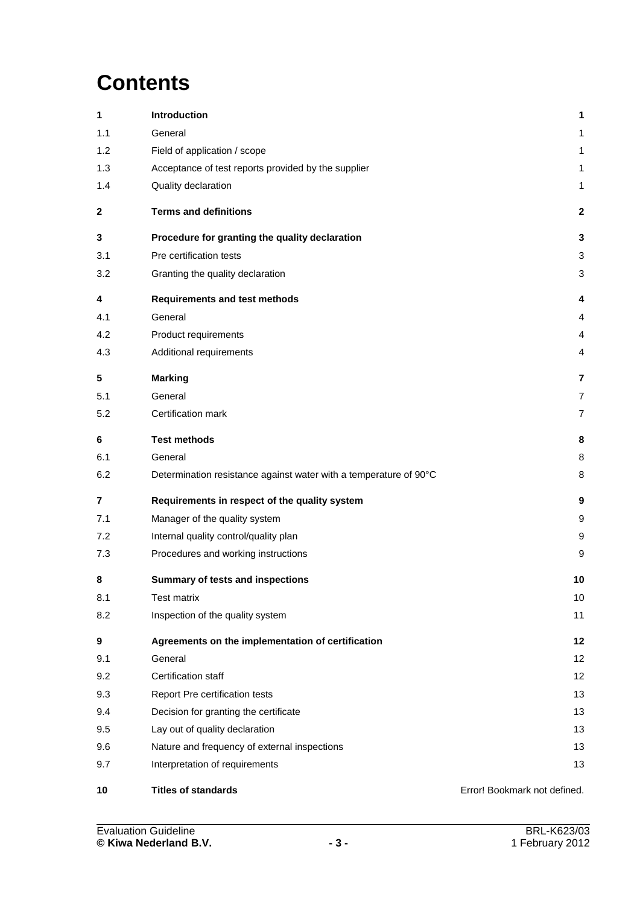# Contents

| | | |
|---|---|---|
| **1** | **Introduction** | **1** |
| 1.1 | General | 1 |
| 1.2 | Field of application / scope | 1 |
| 1.3 | Acceptance of test reports provided by the supplier | 1 |
| 1.4 | Quality declaration | 1 |
| **2** | **Terms and definitions** | **2** |
| **3** | **Procedure for granting the quality declaration** | **3** |
| 3.1 | Pre certification tests | 3 |
| 3.2 | Granting the quality declaration | 3 |
| **4** | **Requirements and test methods** | **4** |
| 4.1 | General | 4 |
| 4.2 | Product requirements | 4 |
| 4.3 | Additional requirements | 4 |
| **5** | **Marking** | **7** |
| 5.1 | General | 7 |
| 5.2 | Certification mark | 7 |
| **6** | **Test methods** | **8** |
| 6.1 | General | 8 |
| 6.2 | Determination resistance against water with a temperature of 90°C | 8 |
| **7** | **Requirements in respect of the quality system** | **9** |
| 7.1 | Manager of the quality system | 9 |
| 7.2 | Internal quality control/quality plan | 9 |
| 7.3 | Procedures and working instructions | 9 |
| **8** | **Summary of tests and inspections** | **10** |
| 8.1 | Test matrix | 10 |
| 8.2 | Inspection of the quality system | 11 |
| **9** | **Agreements on the implementation of certification** | **12** |
| 9.1 | General | 12 |
| 9.2 | Certification staff | 12 |
| 9.3 | Report Pre certification tests | 13 |
| 9.4 | Decision for granting the certificate | 13 |
| 9.5 | Lay out of quality declaration | 13 |
| 9.6 | Nature and frequency of external inspections | 13 |
| 9.7 | Interpretation of requirements | 13 |
| **10** | **Titles of standards** | Error! Bookmark not defined. |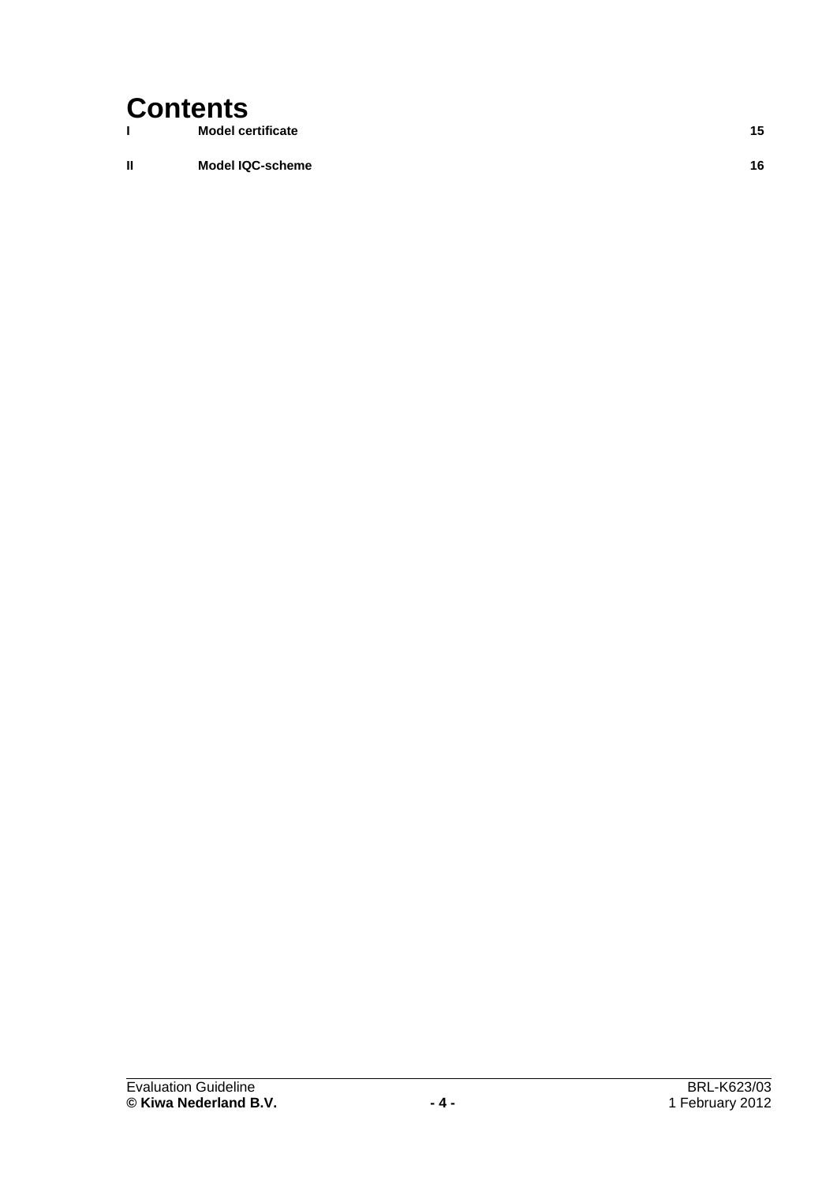# Contents

| | | |
|---|---|---|
| **I** | **Model certificate** | **15** |
| **II** | **Model IQC-scheme** | **16** |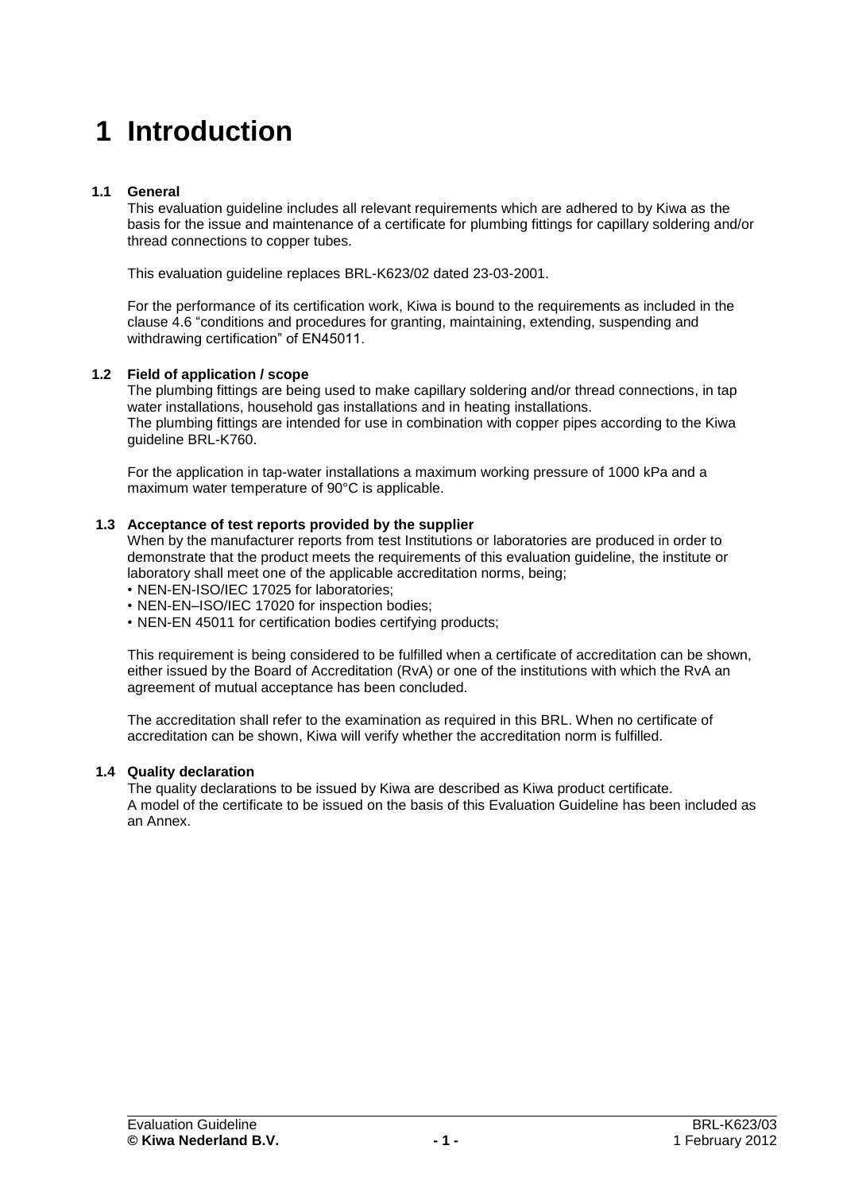# 1 Introduction

## 1.1 General

This evaluation guideline includes all relevant requirements which are adhered to by Kiwa as the basis for the issue and maintenance of a certificate for plumbing fittings for capillary soldering and/or thread connections to copper tubes.

This evaluation guideline replaces BRL-K623/02 dated 23-03-2001.

For the performance of its certification work, Kiwa is bound to the requirements as included in the clause 4.6 "conditions and procedures for granting, maintaining, extending, suspending and withdrawing certification" of EN45011.

## 1.2 Field of application / scope

The plumbing fittings are being used to make capillary soldering and/or thread connections, in tap water installations, household gas installations and in heating installations.
The plumbing fittings are intended for use in combination with copper pipes according to the Kiwa guideline BRL-K760.

For the application in tap-water installations a maximum working pressure of 1000 kPa and a maximum water temperature of 90°C is applicable.

## 1.3 Acceptance of test reports provided by the supplier

When by the manufacturer reports from test Institutions or laboratories are produced in order to demonstrate that the product meets the requirements of this evaluation guideline, the institute or laboratory shall meet one of the applicable accreditation norms, being;

- NEN-EN-ISO/IEC 17025 for laboratories;
- NEN-EN–ISO/IEC 17020 for inspection bodies;
- NEN-EN 45011 for certification bodies certifying products;

This requirement is being considered to be fulfilled when a certificate of accreditation can be shown, either issued by the Board of Accreditation (RvA) or one of the institutions with which the RvA an agreement of mutual acceptance has been concluded.

The accreditation shall refer to the examination as required in this BRL. When no certificate of accreditation can be shown, Kiwa will verify whether the accreditation norm is fulfilled.

## 1.4 Quality declaration

The quality declarations to be issued by Kiwa are described as Kiwa product certificate.
A model of the certificate to be issued on the basis of this Evaluation Guideline has been included as an Annex.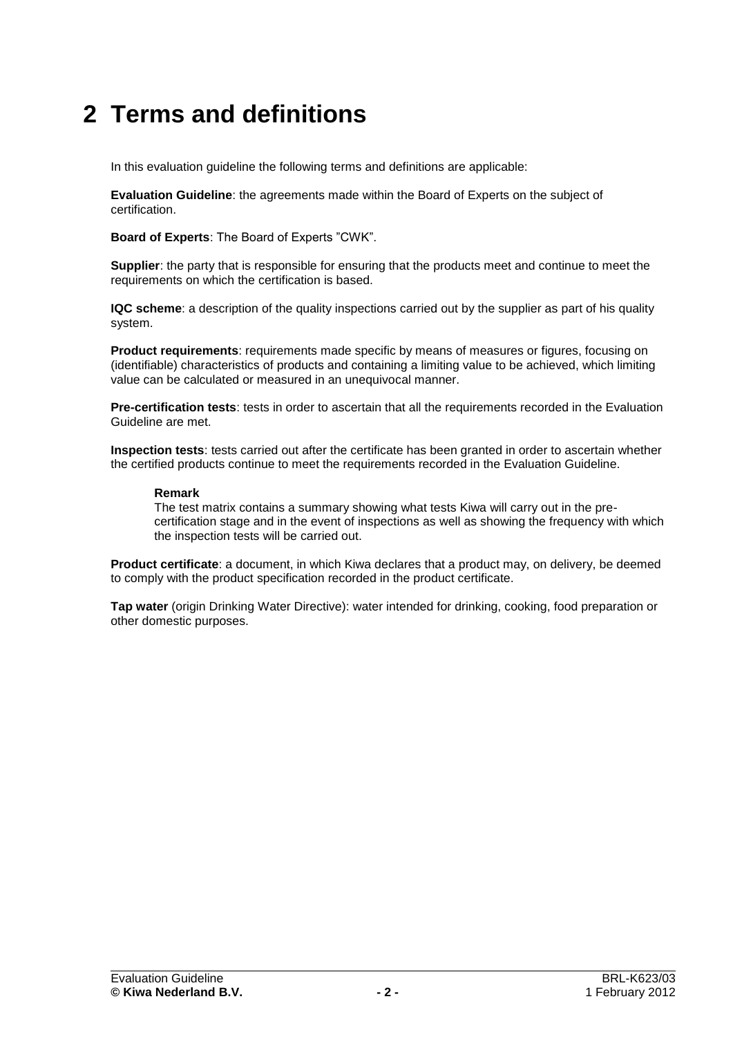# 2 Terms and definitions

In this evaluation guideline the following terms and definitions are applicable:

**Evaluation Guideline**: the agreements made within the Board of Experts on the subject of certification.

**Board of Experts**: The Board of Experts "CWK".

**Supplier**: the party that is responsible for ensuring that the products meet and continue to meet the requirements on which the certification is based.

**IQC scheme**: a description of the quality inspections carried out by the supplier as part of his quality system.

**Product requirements**: requirements made specific by means of measures or figures, focusing on (identifiable) characteristics of products and containing a limiting value to be achieved, which limiting value can be calculated or measured in an unequivocal manner.

**Pre-certification tests**: tests in order to ascertain that all the requirements recorded in the Evaluation Guideline are met.

**Inspection tests**: tests carried out after the certificate has been granted in order to ascertain whether the certified products continue to meet the requirements recorded in the Evaluation Guideline.

> **Remark**
> The test matrix contains a summary showing what tests Kiwa will carry out in the pre-certification stage and in the event of inspections as well as showing the frequency with which the inspection tests will be carried out.

**Product certificate**: a document, in which Kiwa declares that a product may, on delivery, be deemed to comply with the product specification recorded in the product certificate.

**Tap water** (origin Drinking Water Directive): water intended for drinking, cooking, food preparation or other domestic purposes.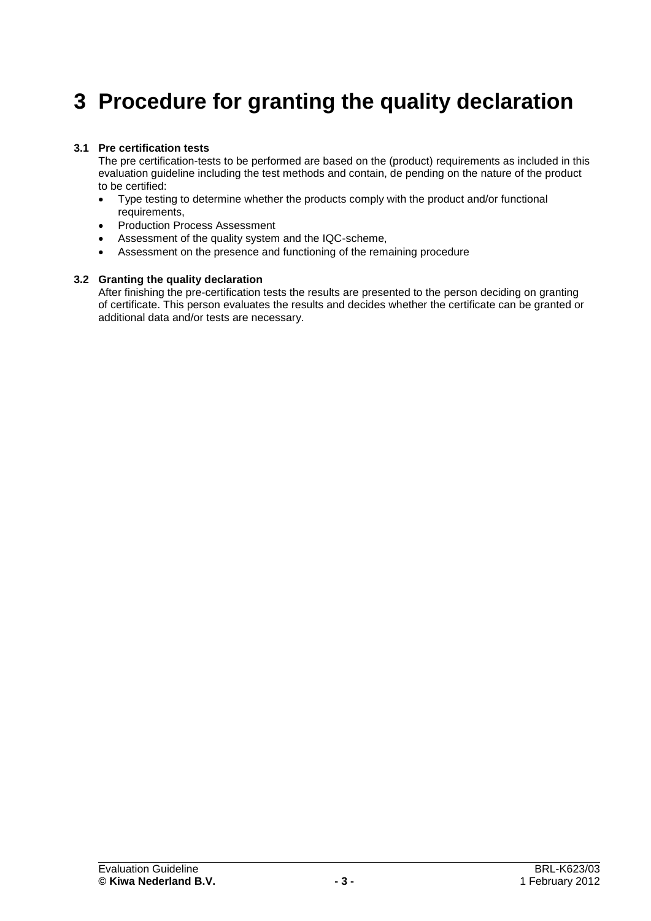# 3 Procedure for granting the quality declaration

## 3.1 Pre certification tests

The pre certification-tests to be performed are based on the (product) requirements as included in this evaluation guideline including the test methods and contain, de pending on the nature of the product to be certified:

- Type testing to determine whether the products comply with the product and/or functional requirements,
- Production Process Assessment
- Assessment of the quality system and the IQC-scheme,
- Assessment on the presence and functioning of the remaining procedure

## 3.2 Granting the quality declaration

After finishing the pre-certification tests the results are presented to the person deciding on granting of certificate. This person evaluates the results and decides whether the certificate can be granted or additional data and/or tests are necessary.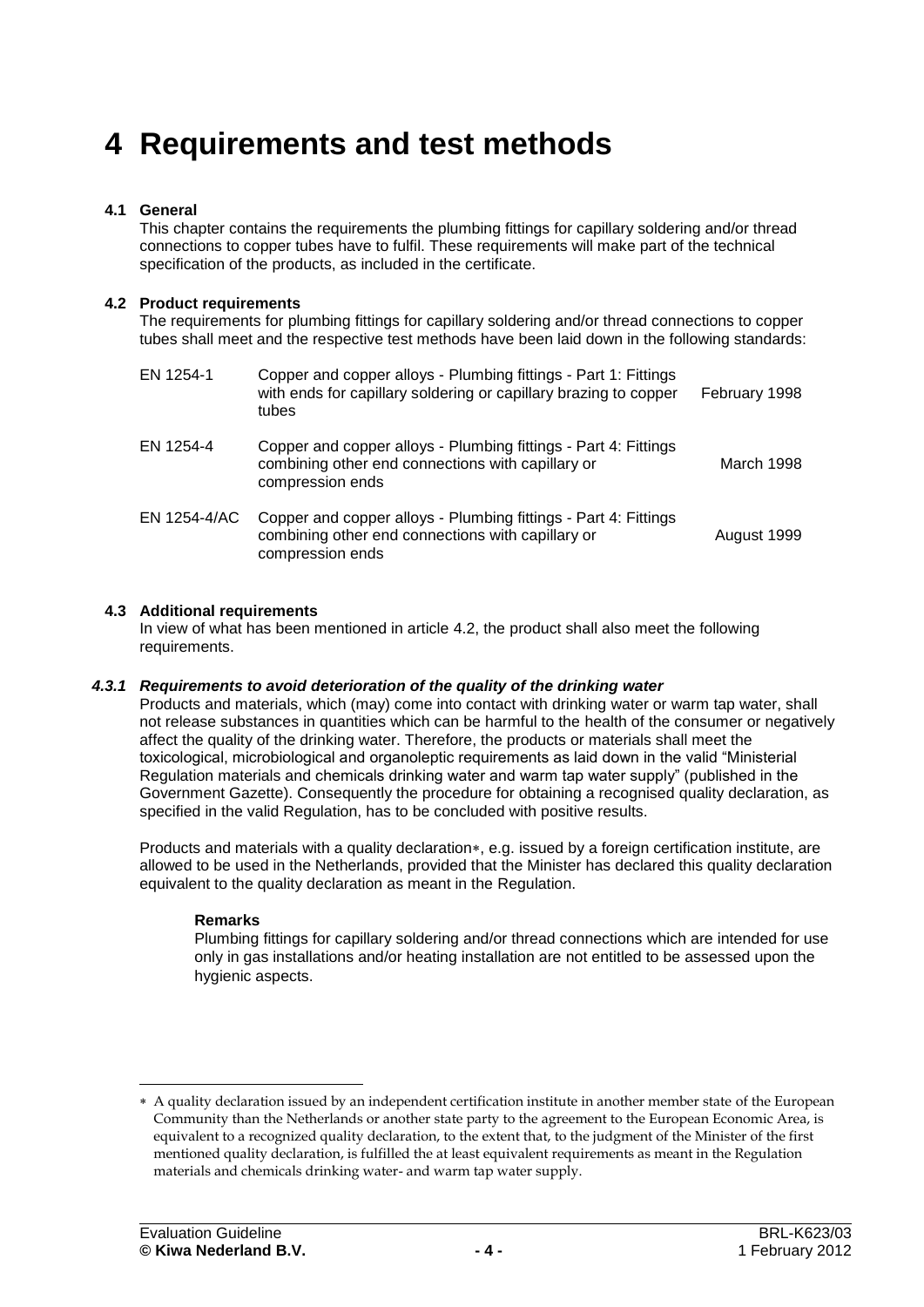# 4 Requirements and test methods

## 4.1 General

This chapter contains the requirements the plumbing fittings for capillary soldering and/or thread connections to copper tubes have to fulfil. These requirements will make part of the technical specification of the products, as included in the certificate.

## 4.2 Product requirements

The requirements for plumbing fittings for capillary soldering and/or thread connections to copper tubes shall meet and the respective test methods have been laid down in the following standards:

| | | |
|---|---|---|
| EN 1254-1 | Copper and copper alloys - Plumbing fittings - Part 1: Fittings with ends for capillary soldering or capillary brazing to copper tubes | February 1998 |
| EN 1254-4 | Copper and copper alloys - Plumbing fittings - Part 4: Fittings combining other end connections with capillary or compression ends | March 1998 |
| EN 1254-4/AC | Copper and copper alloys - Plumbing fittings - Part 4: Fittings combining other end connections with capillary or compression ends | August 1999 |

## 4.3 Additional requirements

In view of what has been mentioned in article 4.2, the product shall also meet the following requirements.

### *4.3.1 Requirements to avoid deterioration of the quality of the drinking water*

Products and materials, which (may) come into contact with drinking water or warm tap water, shall not release substances in quantities which can be harmful to the health of the consumer or negatively affect the quality of the drinking water. Therefore, the products or materials shall meet the toxicological, microbiological and organoleptic requirements as laid down in the valid “Ministerial Regulation materials and chemicals drinking water and warm tap water supply” (published in the Government Gazette). Consequently the procedure for obtaining a recognised quality declaration, as specified in the valid Regulation, has to be concluded with positive results.

Products and materials with a quality declaration*, e.g. issued by a foreign certification institute, are allowed to be used in the Netherlands, provided that the Minister has declared this quality declaration equivalent to the quality declaration as meant in the Regulation.

**Remarks**

Plumbing fittings for capillary soldering and/or thread connections which are intended for use only in gas installations and/or heating installation are not entitled to be assessed upon the hygienic aspects.

---

* A quality declaration issued by an independent certification institute in another member state of the European Community than the Netherlands or another state party to the agreement to the European Economic Area, is equivalent to a recognized quality declaration, to the extent that, to the judgment of the Minister of the first mentioned quality declaration, is fulfilled the at least equivalent requirements as meant in the Regulation materials and chemicals drinking water- and warm tap water supply.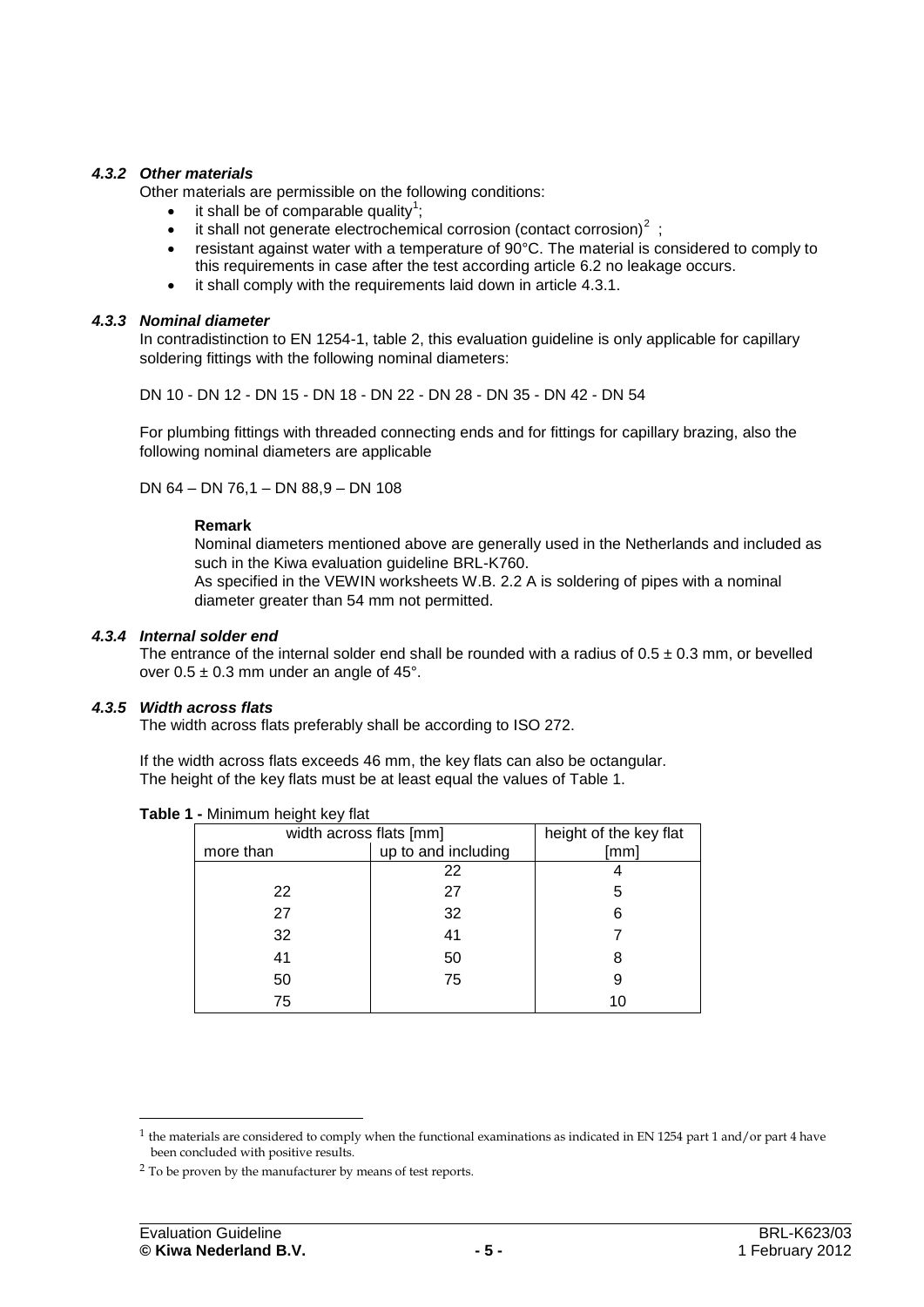#### *4.3.2 Other materials*

Other materials are permissible on the following conditions:

- it shall be of comparable quality[1];
- it shall not generate electrochemical corrosion (contact corrosion)[2] ;
- resistant against water with a temperature of 90°C. The material is considered to comply to this requirements in case after the test according article 6.2 no leakage occurs.
- it shall comply with the requirements laid down in article 4.3.1.

#### *4.3.3 Nominal diameter*

In contradistinction to EN 1254-1, table 2, this evaluation guideline is only applicable for capillary soldering fittings with the following nominal diameters:

DN 10 - DN 12 - DN 15 - DN 18 - DN 22 - DN 28 - DN 35 - DN 42 - DN 54

For plumbing fittings with threaded connecting ends and for fittings for capillary brazing, also the following nominal diameters are applicable

DN 64 – DN 76,1 – DN 88,9 – DN 108

**Remark**

Nominal diameters mentioned above are generally used in the Netherlands and included as such in the Kiwa evaluation guideline BRL-K760.

As specified in the VEWIN worksheets W.B. 2.2 A is soldering of pipes with a nominal diameter greater than 54 mm not permitted.

#### *4.3.4 Internal solder end*

The entrance of the internal solder end shall be rounded with a radius of 0.5 ± 0.3 mm, or bevelled over 0.5 ± 0.3 mm under an angle of 45°.

#### *4.3.5 Width across flats*

The width across flats preferably shall be according to ISO 272.

If the width across flats exceeds 46 mm, the key flats can also be octangular.
The height of the key flats must be at least equal the values of Table 1.

**Table 1 -** Minimum height key flat

| width across flats [mm] | | height of the key flat |
|---|---|---|
| more than | up to and including | [mm] |
| | 22 | 4 |
| 22 | 27 | 5 |
| 27 | 32 | 6 |
| 32 | 41 | 7 |
| 41 | 50 | 8 |
| 50 | 75 | 9 |
| 75 | | 10 |

---

[1] the materials are considered to comply when the functional examinations as indicated in EN 1254 part 1 and/or part 4 have been concluded with positive results.

[2] To be proven by the manufacturer by means of test reports.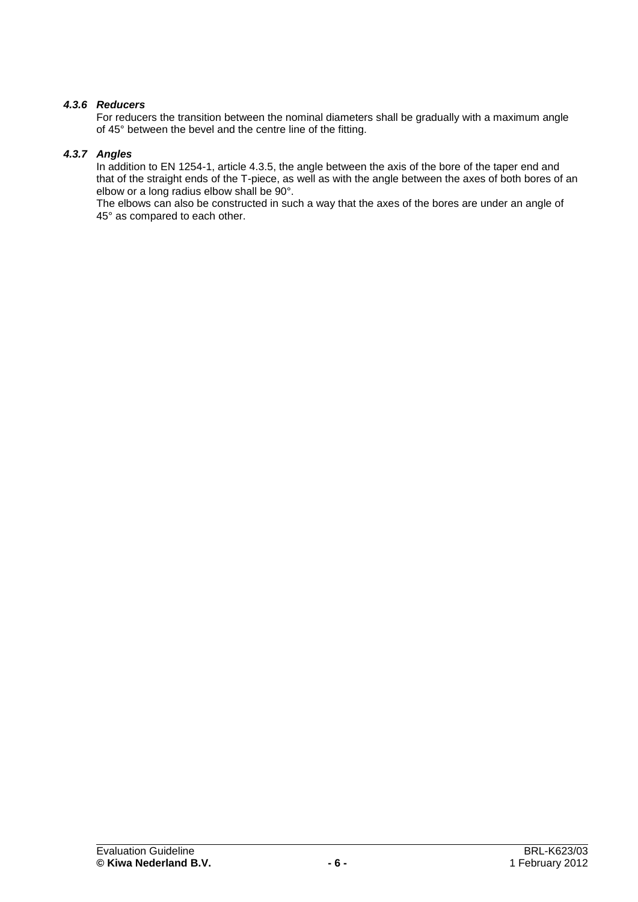#### *4.3.6 Reducers*

For reducers the transition between the nominal diameters shall be gradually with a maximum angle of 45° between the bevel and the centre line of the fitting.

#### *4.3.7 Angles*

In addition to EN 1254-1, article 4.3.5, the angle between the axis of the bore of the taper end and that of the straight ends of the T-piece, as well as with the angle between the axes of both bores of an elbow or a long radius elbow shall be 90°.
The elbows can also be constructed in such a way that the axes of the bores are under an angle of 45° as compared to each other.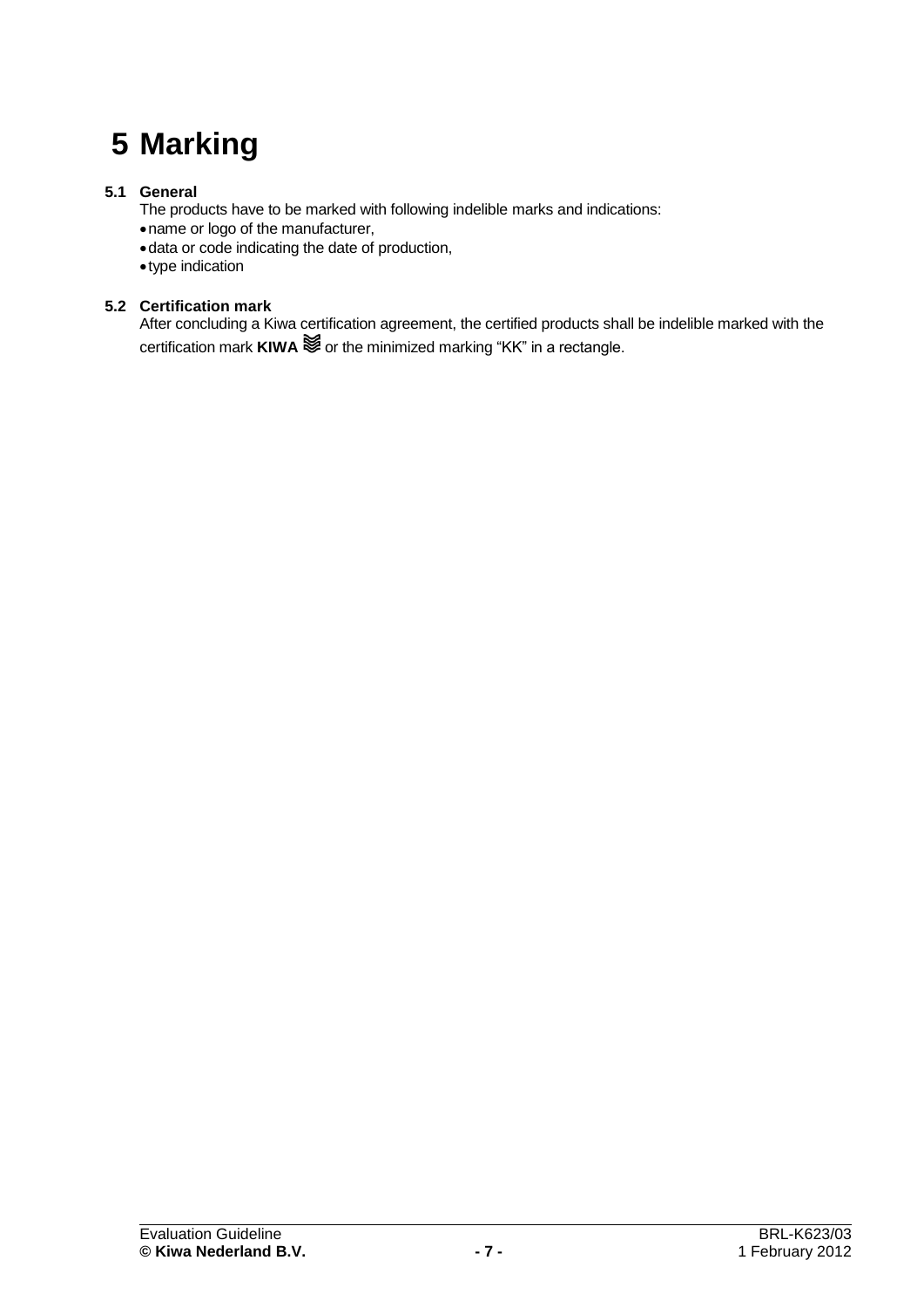# 5 Marking

### 5.1 General

The products have to be marked with following indelible marks and indications:

- name or logo of the manufacturer,
- data or code indicating the date of production,
- type indication

### 5.2 Certification mark

After concluding a Kiwa certification agreement, the certified products shall be indelible marked with the certification mark **KIWA** ≋ or the minimized marking “KK” in a rectangle.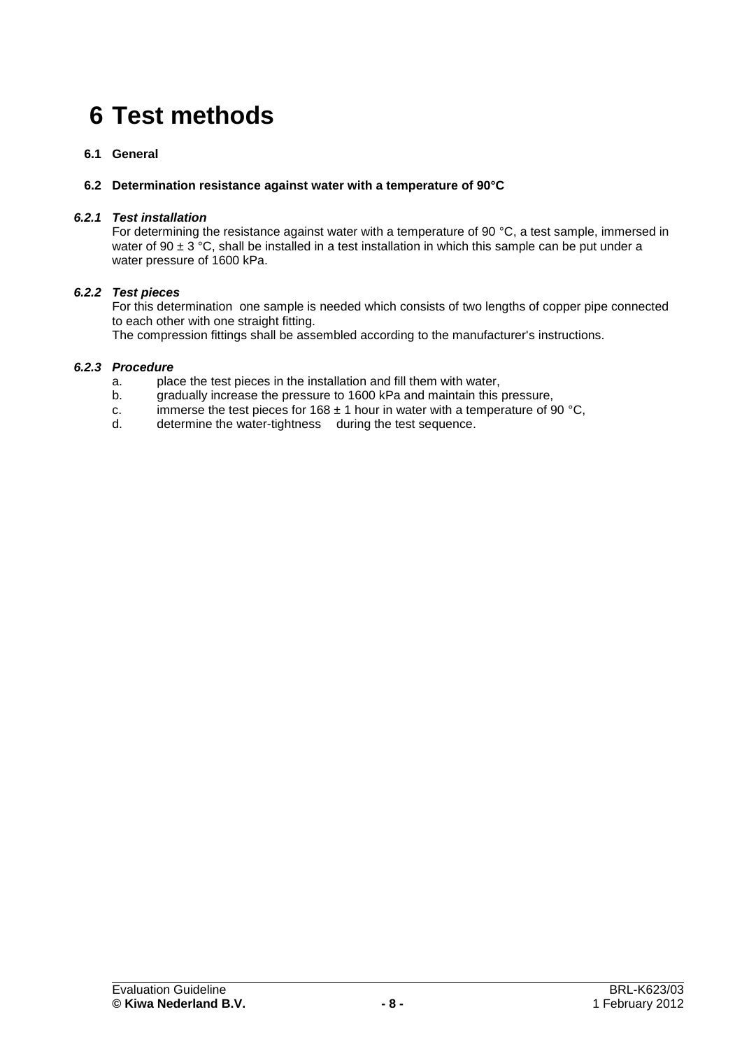# 6 Test methods

## 6.1 General

## 6.2 Determination resistance against water with a temperature of 90°C

### *6.2.1 Test installation*

For determining the resistance against water with a temperature of 90 °C, a test sample, immersed in water of 90 ± 3 °C, shall be installed in a test installation in which this sample can be put under a water pressure of 1600 kPa.

### *6.2.2 Test pieces*

For this determination one sample is needed which consists of two lengths of copper pipe connected to each other with one straight fitting.
The compression fittings shall be assembled according to the manufacturer's instructions.

### *6.2.3 Procedure*

a. place the test pieces in the installation and fill them with water,
b. gradually increase the pressure to 1600 kPa and maintain this pressure,
c. immerse the test pieces for 168 ± 1 hour in water with a temperature of 90 °C,
d. determine the water-tightness during the test sequence.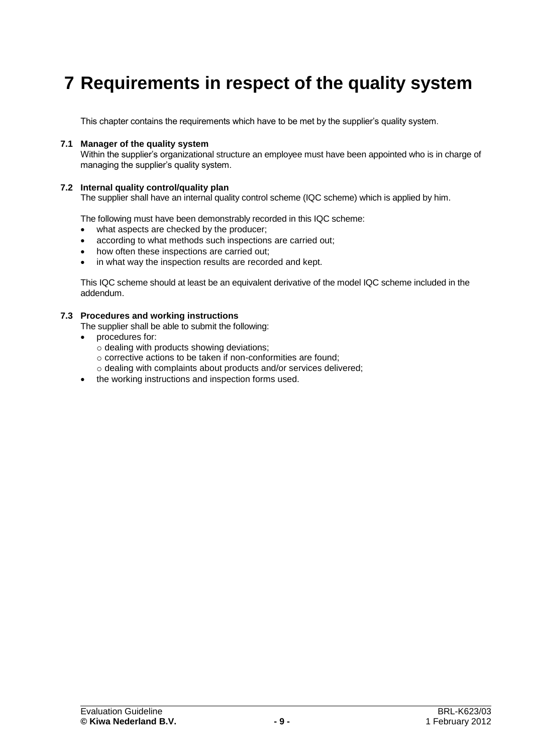# 7 Requirements in respect of the quality system

This chapter contains the requirements which have to be met by the supplier's quality system.

### 7.1 Manager of the quality system

Within the supplier's organizational structure an employee must have been appointed who is in charge of managing the supplier's quality system.

### 7.2 Internal quality control/quality plan

The supplier shall have an internal quality control scheme (IQC scheme) which is applied by him.

The following must have been demonstrably recorded in this IQC scheme:

- what aspects are checked by the producer;
- according to what methods such inspections are carried out;
- how often these inspections are carried out;
- in what way the inspection results are recorded and kept.

This IQC scheme should at least be an equivalent derivative of the model IQC scheme included in the addendum.

### 7.3 Procedures and working instructions

The supplier shall be able to submit the following:

- procedures for:
  - dealing with products showing deviations;
  - corrective actions to be taken if non-conformities are found;
  - dealing with complaints about products and/or services delivered;
- the working instructions and inspection forms used.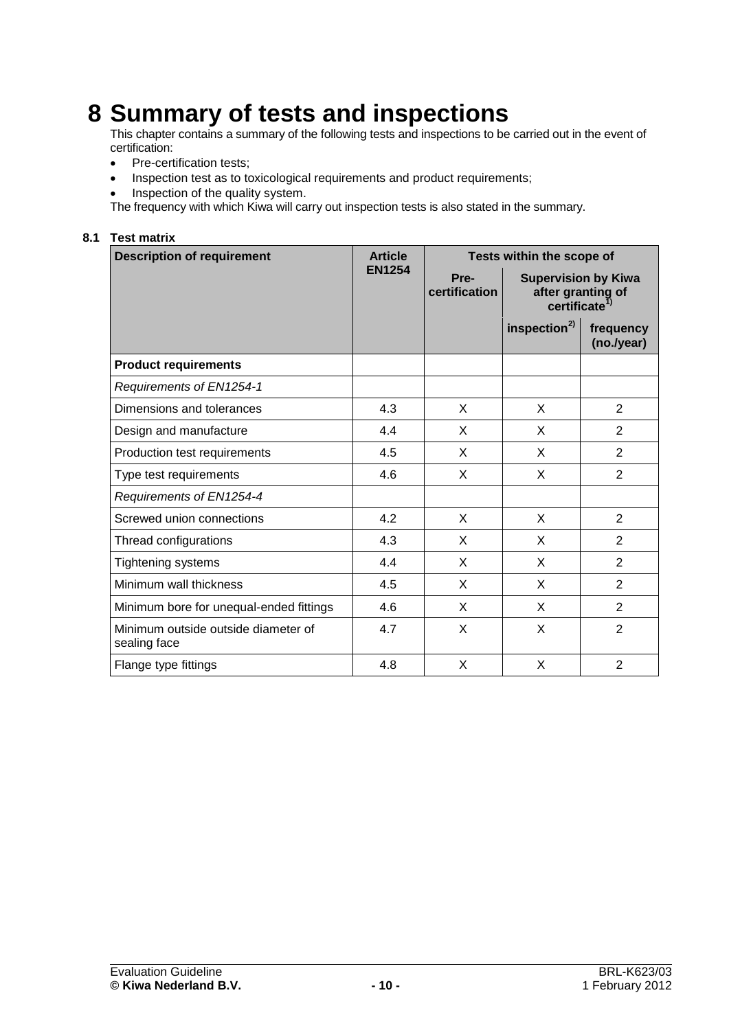# 8 Summary of tests and inspections

This chapter contains a summary of the following tests and inspections to be carried out in the event of certification:

- Pre-certification tests;
- Inspection test as to toxicological requirements and product requirements;
- Inspection of the quality system.

The frequency with which Kiwa will carry out inspection tests is also stated in the summary.

## 8.1 Test matrix

| Description of requirement | Article EN1254 | Tests within the scope of | | |
|---|---|---|---|---|
| | | Pre-certification | Supervision by Kiwa after granting of certificate[1)] | |
| | | | inspection[2)] | frequency (no./year) |
| **Product requirements** | | | | |
| *Requirements of EN1254-1* | | | | |
| Dimensions and tolerances | 4.3 | X | X | 2 |
| Design and manufacture | 4.4 | X | X | 2 |
| Production test requirements | 4.5 | X | X | 2 |
| Type test requirements | 4.6 | X | X | 2 |
| *Requirements of EN1254-4* | | | | |
| Screwed union connections | 4.2 | X | X | 2 |
| Thread configurations | 4.3 | X | X | 2 |
| Tightening systems | 4.4 | X | X | 2 |
| Minimum wall thickness | 4.5 | X | X | 2 |
| Minimum bore for unequal-ended fittings | 4.6 | X | X | 2 |
| Minimum outside outside diameter of sealing face | 4.7 | X | X | 2 |
| Flange type fittings | 4.8 | X | X | 2 |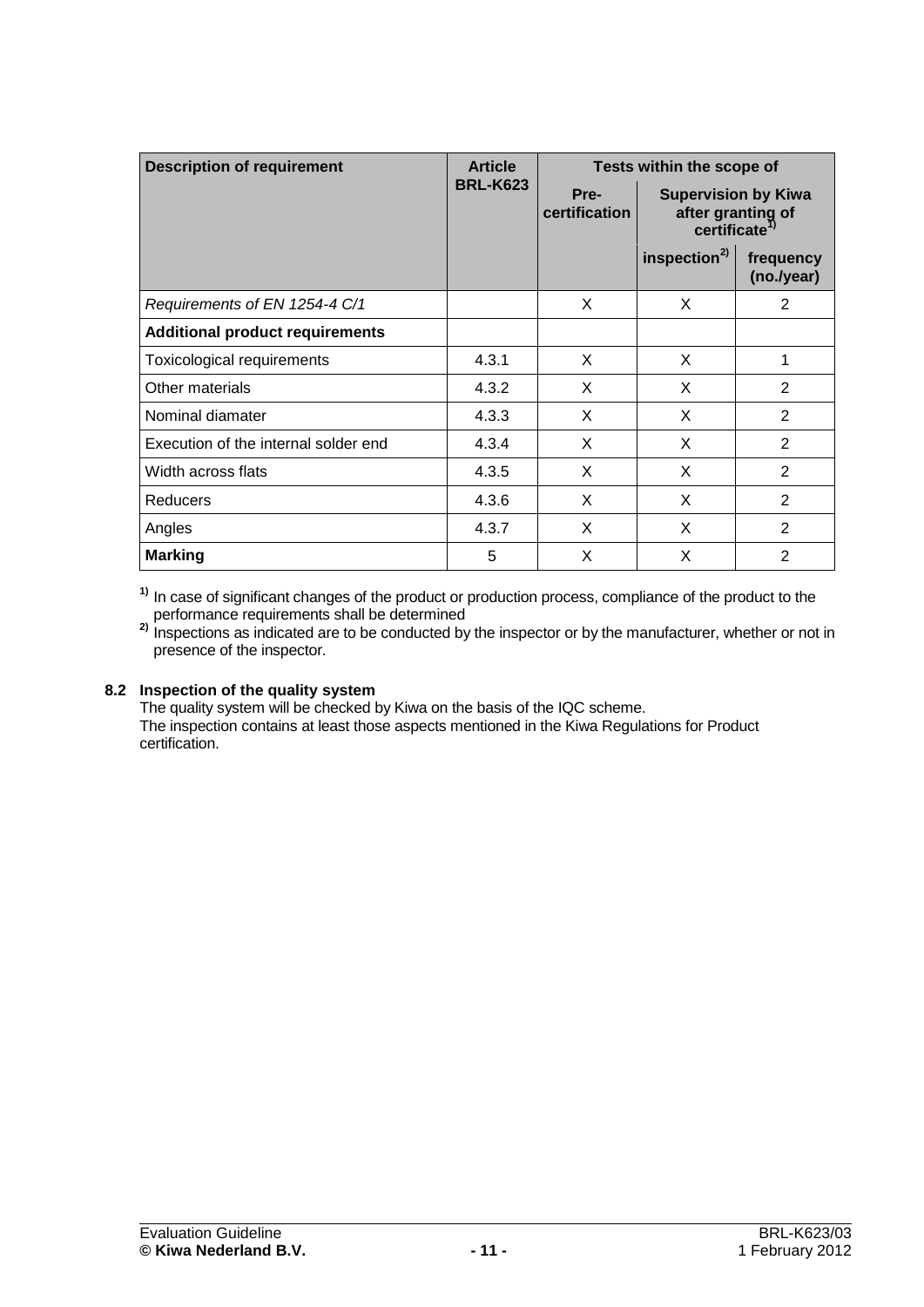| Description of requirement | Article BRL-K623 | Tests within the scope of | | |
|---|---|---|---|---|
| | | Pre-certification | Supervision by Kiwa after granting of certificate[1)] | |
| | | | inspection[2)] | frequency (no./year) |
| *Requirements of EN 1254-4 C/1* | | X | X | 2 |
| **Additional product requirements** | | | | |
| Toxicological requirements | 4.3.1 | X | X | 1 |
| Other materials | 4.3.2 | X | X | 2 |
| Nominal diamater | 4.3.3 | X | X | 2 |
| Execution of the internal solder end | 4.3.4 | X | X | 2 |
| Width across flats | 4.3.5 | X | X | 2 |
| Reducers | 4.3.6 | X | X | 2 |
| Angles | 4.3.7 | X | X | 2 |
| **Marking** | 5 | X | X | 2 |

**1)** In case of significant changes of the product or production process, compliance of the product to the performance requirements shall be determined

**2)** Inspections as indicated are to be conducted by the inspector or by the manufacturer, whether or not in presence of the inspector.

### 8.2 Inspection of the quality system

The quality system will be checked by Kiwa on the basis of the IQC scheme.
The inspection contains at least those aspects mentioned in the Kiwa Regulations for Product certification.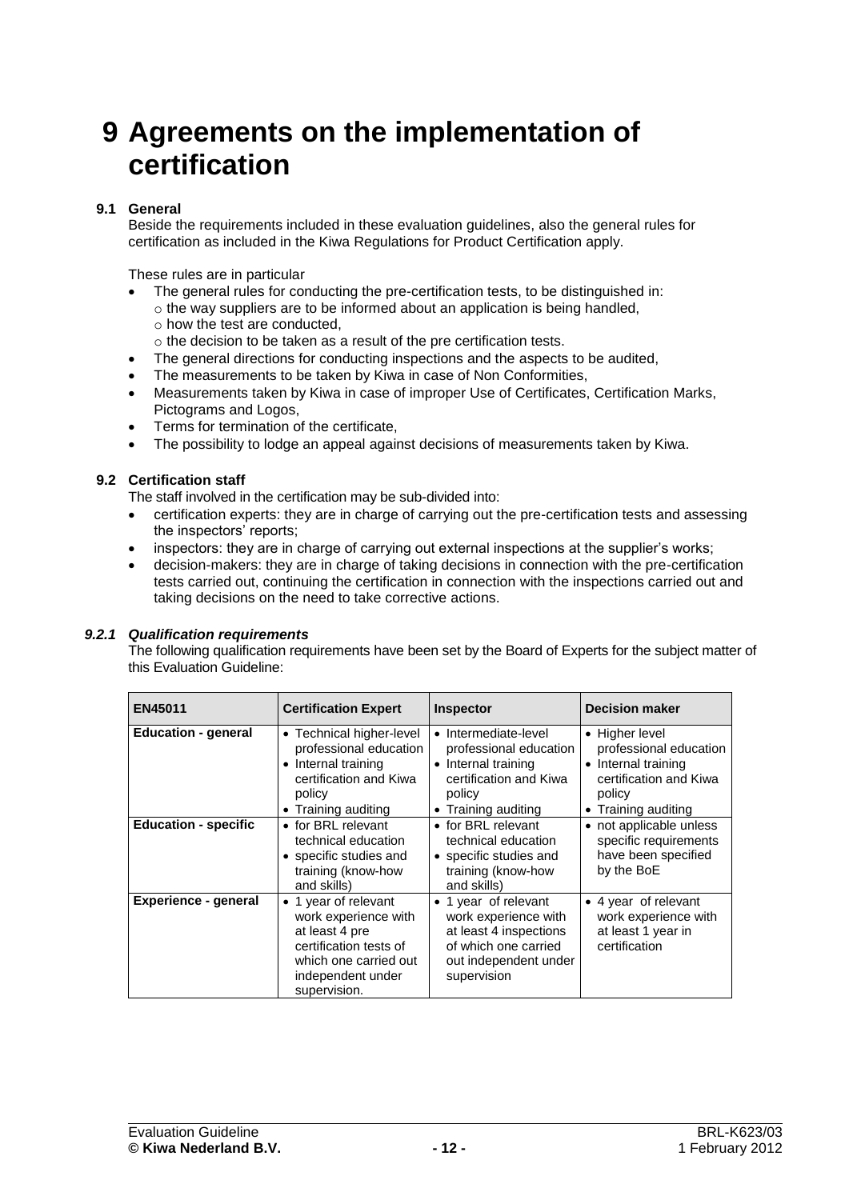# 9 Agreements on the implementation of certification

## 9.1 General

Beside the requirements included in these evaluation guidelines, also the general rules for certification as included in the Kiwa Regulations for Product Certification apply.

These rules are in particular

- The general rules for conducting the pre-certification tests, to be distinguished in:
  - the way suppliers are to be informed about an application is being handled,
  - how the test are conducted,
  - the decision to be taken as a result of the pre certification tests.
- The general directions for conducting inspections and the aspects to be audited,
- The measurements to be taken by Kiwa in case of Non Conformities,
- Measurements taken by Kiwa in case of improper Use of Certificates, Certification Marks, Pictograms and Logos,
- Terms for termination of the certificate,
- The possibility to lodge an appeal against decisions of measurements taken by Kiwa.

## 9.2 Certification staff

The staff involved in the certification may be sub-divided into:

- certification experts: they are in charge of carrying out the pre-certification tests and assessing the inspectors' reports;
- inspectors: they are in charge of carrying out external inspections at the supplier's works;
- decision-makers: they are in charge of taking decisions in connection with the pre-certification tests carried out, continuing the certification in connection with the inspections carried out and taking decisions on the need to take corrective actions.

### *9.2.1 Qualification requirements*

The following qualification requirements have been set by the Board of Experts for the subject matter of this Evaluation Guideline:

| EN45011 | Certification Expert | Inspector | Decision maker |
|---|---|---|---|
| **Education - general** | • Technical higher-level professional education<br>• Internal training certification and Kiwa policy<br>• Training auditing | • Intermediate-level professional education<br>• Internal training certification and Kiwa policy<br>• Training auditing | • Higher level professional education<br>• Internal training certification and Kiwa policy<br>• Training auditing |
| **Education - specific** | • for BRL relevant technical education<br>• specific studies and training (know-how and skills) | • for BRL relevant technical education<br>• specific studies and training (know-how and skills) | • not applicable unless specific requirements have been specified by the BoE |
| **Experience - general** | • 1 year of relevant work experience with at least 4 pre certification tests of which one carried out independent under supervision. | • 1 year of relevant work experience with at least 4 inspections of which one carried out independent under supervision | • 4 year of relevant work experience with at least 1 year in certification |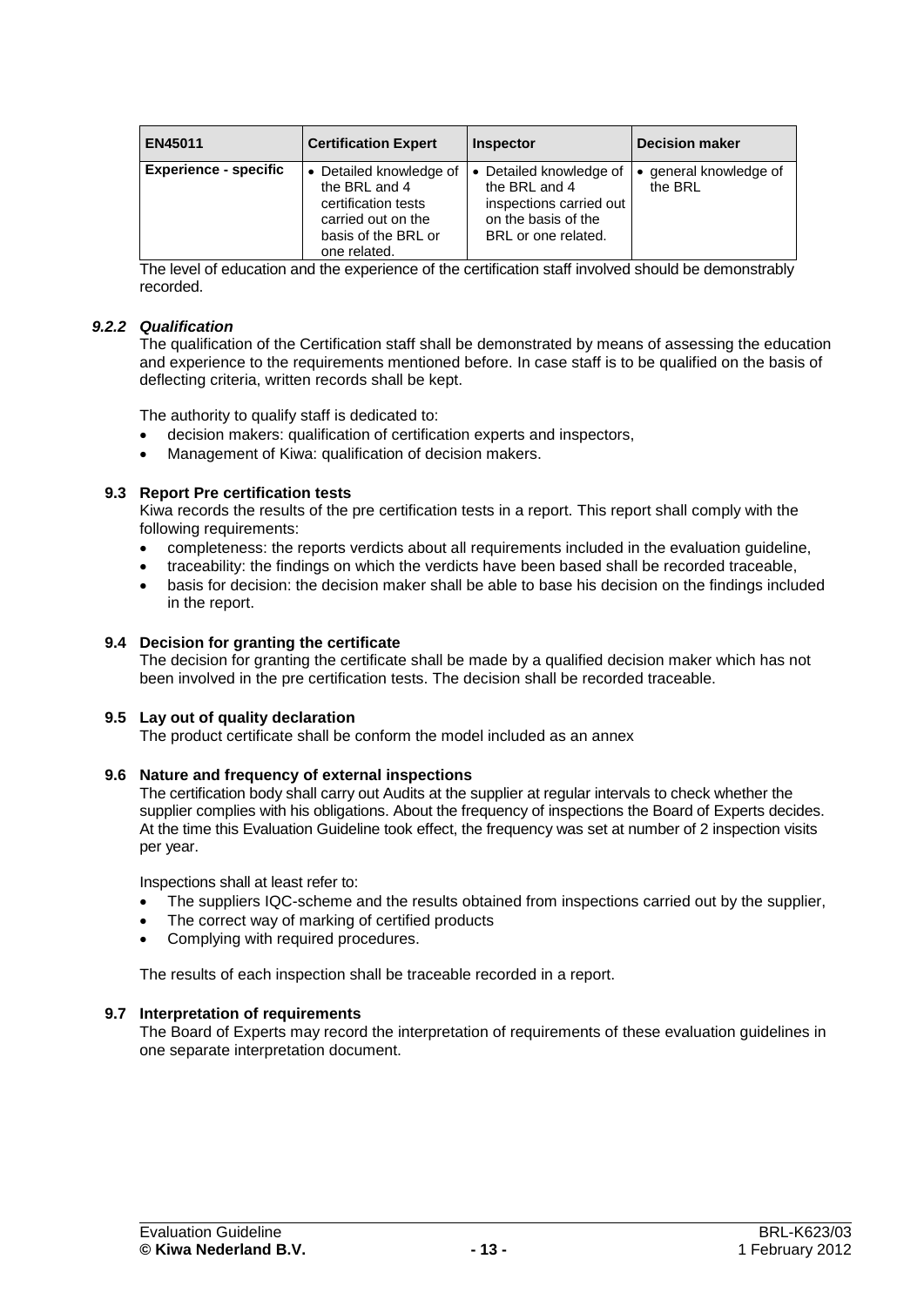| EN45011 | Certification Expert | Inspector | Decision maker |
|---|---|---|---|
| **Experience - specific** | • Detailed knowledge of the BRL and 4 certification tests carried out on the basis of the BRL or one related. | • Detailed knowledge of the BRL and 4 inspections carried out on the basis of the BRL or one related. | • general knowledge of the BRL |

The level of education and the experience of the certification staff involved should be demonstrably recorded.

### *9.2.2 Qualification*

The qualification of the Certification staff shall be demonstrated by means of assessing the education and experience to the requirements mentioned before. In case staff is to be qualified on the basis of deflecting criteria, written records shall be kept.

The authority to qualify staff is dedicated to:

- decision makers: qualification of certification experts and inspectors,
- Management of Kiwa: qualification of decision makers.

## 9.3 Report Pre certification tests

Kiwa records the results of the pre certification tests in a report. This report shall comply with the following requirements:

- completeness: the reports verdicts about all requirements included in the evaluation guideline,
- traceability: the findings on which the verdicts have been based shall be recorded traceable,
- basis for decision: the decision maker shall be able to base his decision on the findings included in the report.

## 9.4 Decision for granting the certificate

The decision for granting the certificate shall be made by a qualified decision maker which has not been involved in the pre certification tests. The decision shall be recorded traceable.

## 9.5 Lay out of quality declaration

The product certificate shall be conform the model included as an annex

## 9.6 Nature and frequency of external inspections

The certification body shall carry out Audits at the supplier at regular intervals to check whether the supplier complies with his obligations. About the frequency of inspections the Board of Experts decides. At the time this Evaluation Guideline took effect, the frequency was set at number of 2 inspection visits per year.

Inspections shall at least refer to:

- The suppliers IQC-scheme and the results obtained from inspections carried out by the supplier,
- The correct way of marking of certified products
- Complying with required procedures.

The results of each inspection shall be traceable recorded in a report.

## 9.7 Interpretation of requirements

The Board of Experts may record the interpretation of requirements of these evaluation guidelines in one separate interpretation document.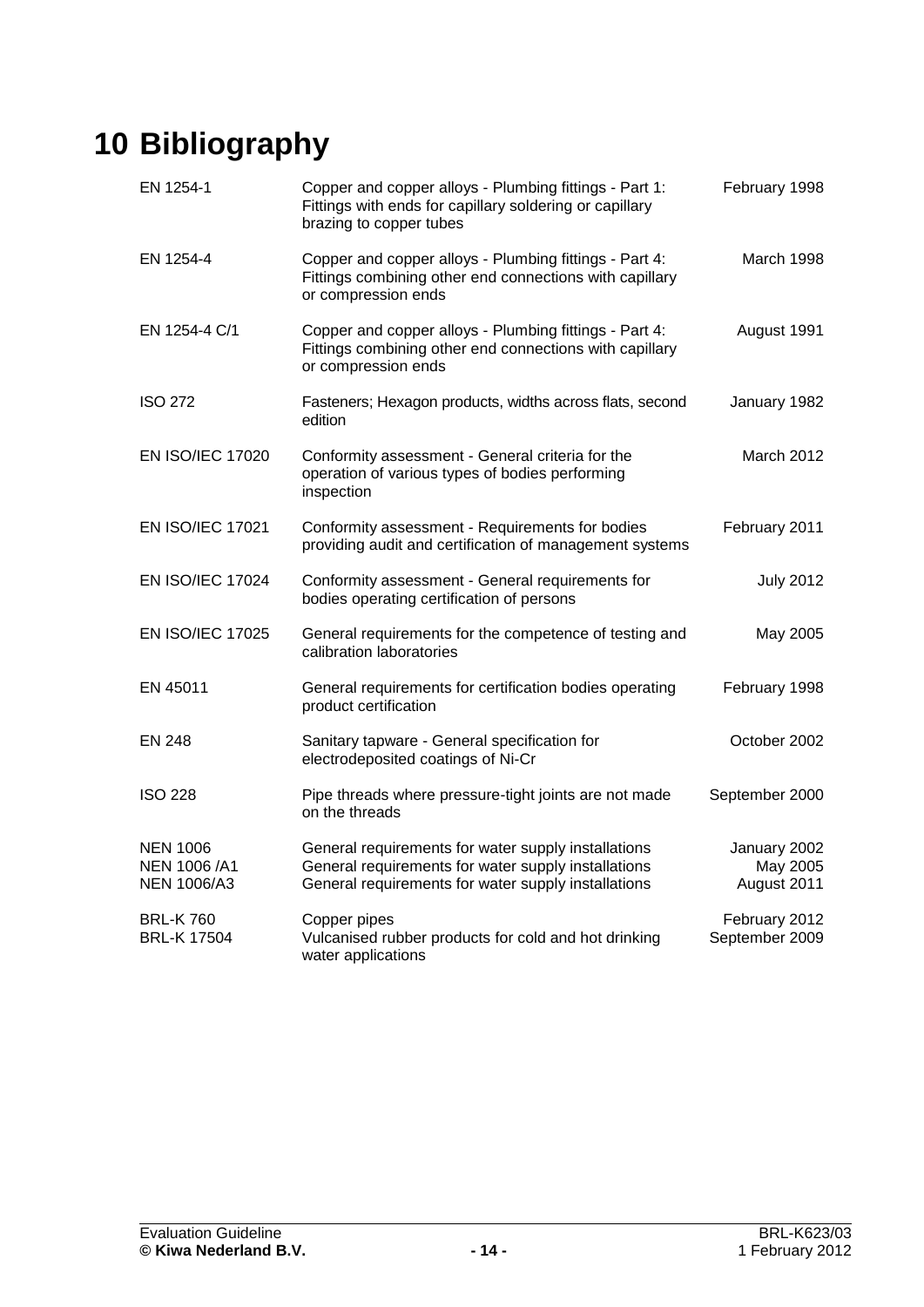# 10 Bibliography

| | | |
|---|---|---|
| EN 1254-1 | Copper and copper alloys - Plumbing fittings - Part 1: Fittings with ends for capillary soldering or capillary brazing to copper tubes | February 1998 |
| EN 1254-4 | Copper and copper alloys - Plumbing fittings - Part 4: Fittings combining other end connections with capillary or compression ends | March 1998 |
| EN 1254-4 C/1 | Copper and copper alloys - Plumbing fittings - Part 4: Fittings combining other end connections with capillary or compression ends | August 1991 |
| ISO 272 | Fasteners; Hexagon products, widths across flats, second edition | January 1982 |
| EN ISO/IEC 17020 | Conformity assessment - General criteria for the operation of various types of bodies performing inspection | March 2012 |
| EN ISO/IEC 17021 | Conformity assessment - Requirements for bodies providing audit and certification of management systems | February 2011 |
| EN ISO/IEC 17024 | Conformity assessment - General requirements for bodies operating certification of persons | July 2012 |
| EN ISO/IEC 17025 | General requirements for the competence of testing and calibration laboratories | May 2005 |
| EN 45011 | General requirements for certification bodies operating product certification | February 1998 |
| EN 248 | Sanitary tapware - General specification for electrodeposited coatings of Ni-Cr | October 2002 |
| ISO 228 | Pipe threads where pressure-tight joints are not made on the threads | September 2000 |
| NEN 1006 | General requirements for water supply installations | January 2002 |
| NEN 1006 /A1 | General requirements for water supply installations | May 2005 |
| NEN 1006/A3 | General requirements for water supply installations | August 2011 |
| BRL-K 760 | Copper pipes | February 2012 |
| BRL-K 17504 | Vulcanised rubber products for cold and hot drinking water applications | September 2009 |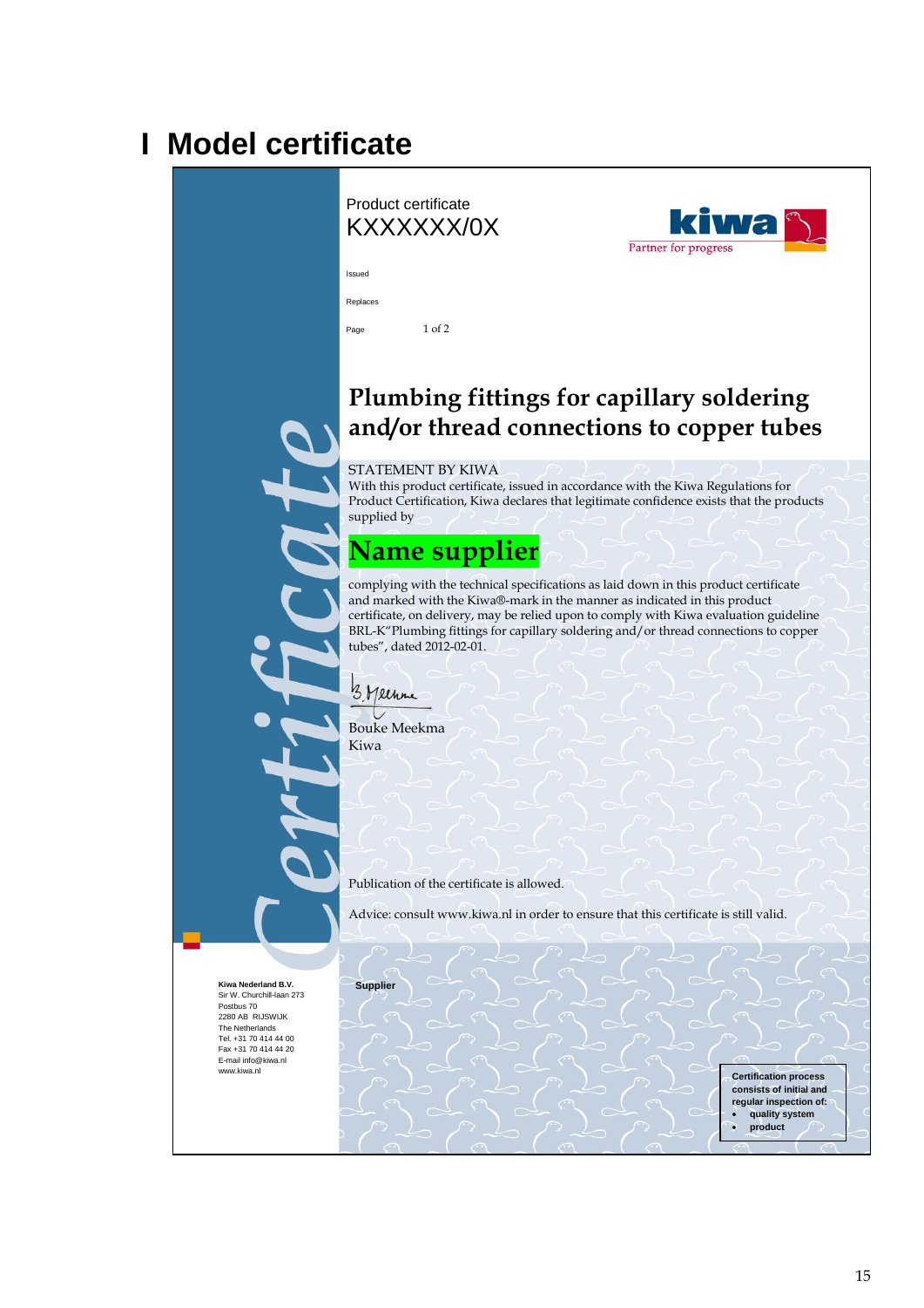# I Model certificate

Product certificate
KXXXXXX/0X

kiwa
Partner for progress

Issued

Replaces

Page 1 of 2

Certificate

## Plumbing fittings for capillary soldering and/or thread connections to copper tubes

STATEMENT BY KIWA
With this product certificate, issued in accordance with the Kiwa Regulations for Product Certification, Kiwa declares that legitimate confidence exists that the products supplied by

## Name supplier

complying with the technical specifications as laid down in this product certificate and marked with the Kiwa®-mark in the manner as indicated in this product certificate, on delivery, may be relied upon to comply with Kiwa evaluation guideline BRL-K"Plumbing fittings for capillary soldering and/or thread connections to copper tubes", dated 2012-02-01.

Bouke Meekma
Kiwa

Publication of the certificate is allowed.

Advice: consult www.kiwa.nl in order to ensure that this certificate is still valid.

**Kiwa Nederland B.V.**
Sir W. Churchill-laan 273
Postbus 70
2280 AB RIJSWIJK
The Netherlands
Tel. +31 70 414 44 00
Fax +31 70 414 44 20
E-mail info@kiwa.nl
www.kiwa.nl

**Supplier**

**Certification process consists of initial and regular inspection of:**
- **quality system**
- **product**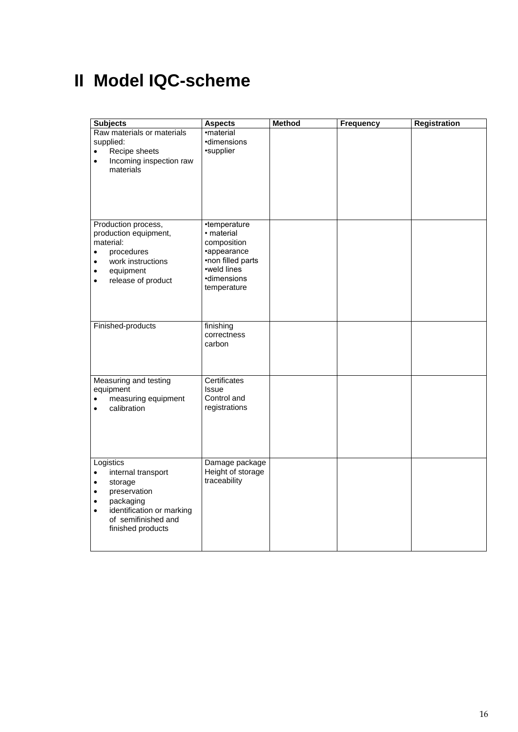# II Model IQC-scheme

| Subjects | Aspects | Method | Frequency | Registration |
|---|---|---|---|---|
| Raw materials or materials supplied:<br>• Recipe sheets<br>• Incoming inspection raw materials | •material<br>•dimensions<br>•supplier | | | |
| Production process, production equipment, material:<br>• procedures<br>• work instructions<br>• equipment<br>• release of product | •temperature<br>• material composition<br>•appearance<br>•non filled parts<br>•weld lines<br>•dimensions<br>temperature | | | |
| Finished-products | finishing<br>correctness<br>carbon | | | |
| Measuring and testing equipment<br>• measuring equipment<br>• calibration | Certificates<br>Issue<br>Control and registrations | | | |
| Logistics<br>• internal transport<br>• storage<br>• preservation<br>• packaging<br>• identification or marking of semifinished and finished products | Damage package<br>Height of storage<br>traceability | | | |